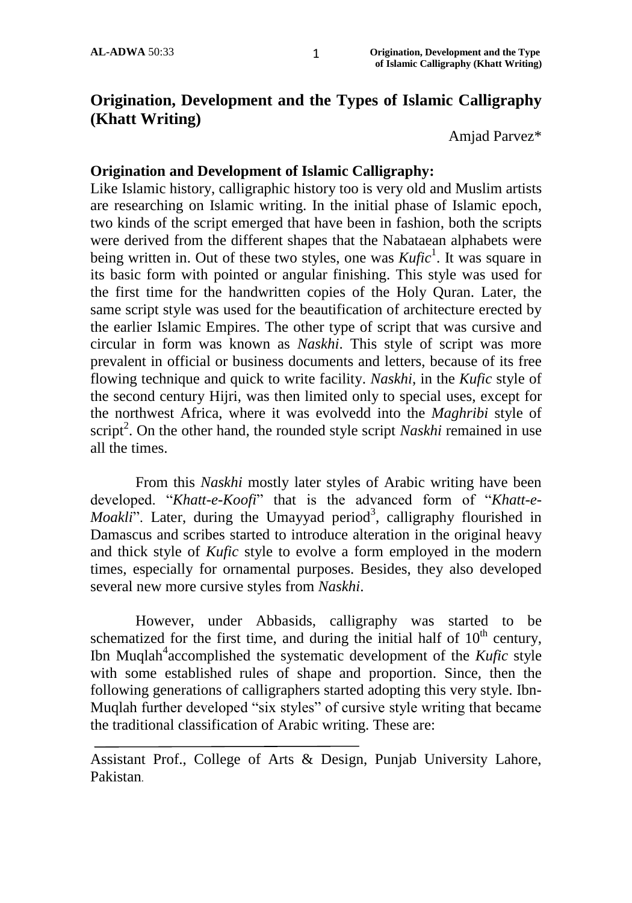# Origination, Development and the Types of Islamic Calligraphy (Khatt Writing)

Amjad Parvez*

## Origination and Development of Islamic Calligraphy:

Like Islamic history, calligraphic history too is very old and Muslim artists are researching on Islamic writing. In the initial phase of Islamic epoch, two kinds of the script emerged that have been in fashion, both the scripts were derived from the different shapes that the Nabataean alphabets were being written in. Out of these two styles, one was *Kufic*[1]. It was square in its basic form with pointed or angular finishing. This style was used for the first time for the handwritten copies of the Holy Quran. Later, the same script style was used for the beautification of architecture erected by the earlier Islamic Empires. The other type of script that was cursive and circular in form was known as *Naskhi*. This style of script was more prevalent in official or business documents and letters, because of its free flowing technique and quick to write facility. *Naskhi*, in the *Kufic* style of the second century Hijri, was then limited only to special uses, except for the northwest Africa, where it was evolvedd into the *Maghribi* style of script[2]. On the other hand, the rounded style script *Naskhi* remained in use all the times.

From this *Naskhi* mostly later styles of Arabic writing have been developed. "*Khatt-e-Koofi*" that is the advanced form of "*Khatt-e-Moakli*". Later, during the Umayyad period[3], calligraphy flourished in Damascus and scribes started to introduce alteration in the original heavy and thick style of *Kufic* style to evolve a form employed in the modern times, especially for ornamental purposes. Besides, they also developed several new more cursive styles from *Naskhi*.

However, under Abbasids, calligraphy was started to be schematized for the first time, and during the initial half of 10th century, Ibn Muqlah[4]accomplished the systematic development of the *Kufic* style with some established rules of shape and proportion. Since, then the following generations of calligraphers started adopting this very style. Ibn-Muqlah further developed "six styles" of cursive style writing that became the traditional classification of Arabic writing. These are:

---

Assistant Prof., College of Arts & Design, Punjab University Lahore, Pakistan.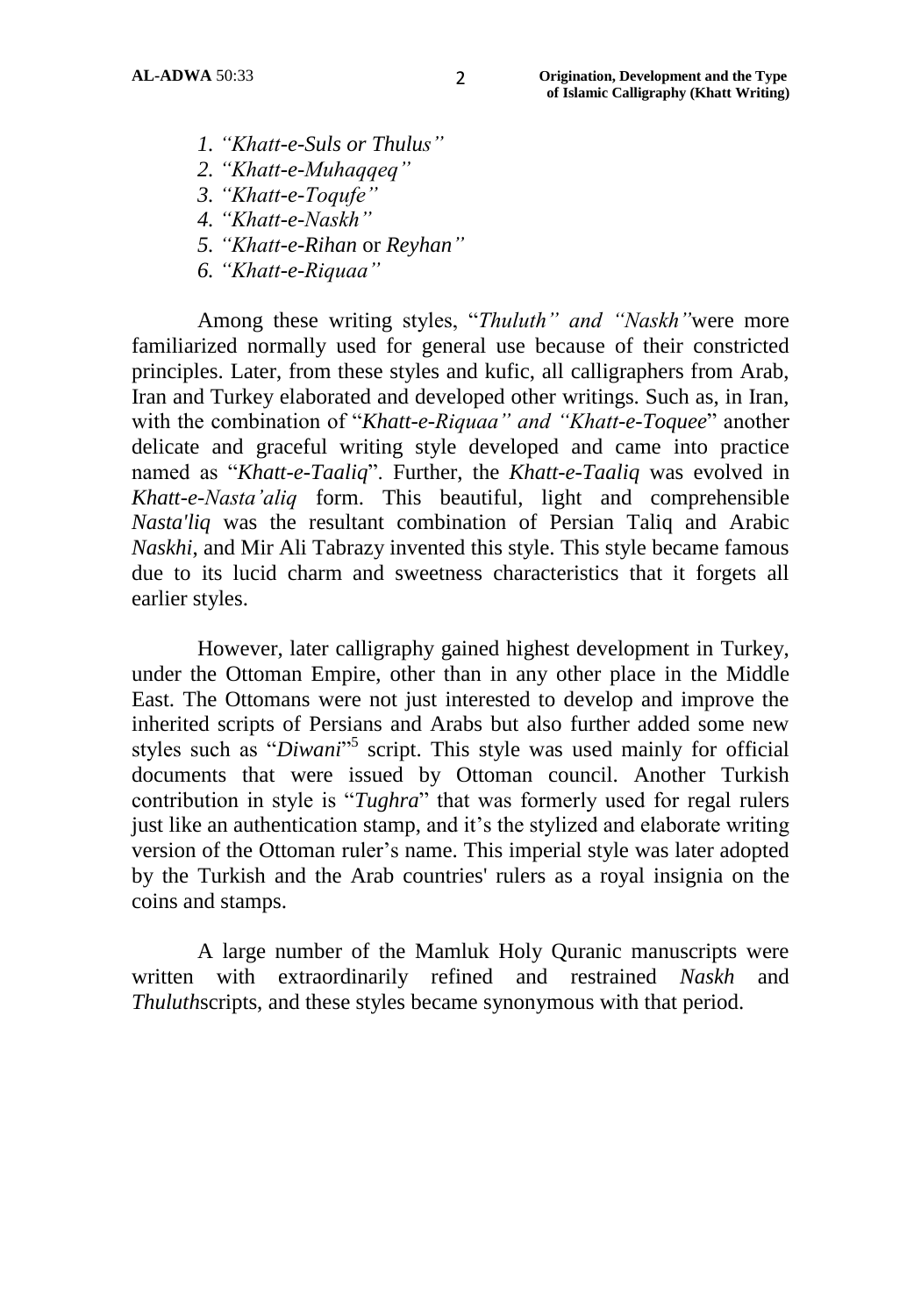1. *"Khatt-e-Suls or Thulus"*
2. *"Khatt-e-Muhaqqeq"*
3. *"Khatt-e-Toqufe"*
4. *"Khatt-e-Naskh"*
5. *"Khatt-e-Rihan* or *Reyhan"*
6. *"Khatt-e-Riquaa"*

Among these writing styles, "*Thuluth" and "Naskh"*were more familiarized normally used for general use because of their constricted principles. Later, from these styles and kufic, all calligraphers from Arab, Iran and Turkey elaborated and developed other writings. Such as, in Iran, with the combination of "*Khatt-e-Riquaa" and "Khatt-e-Toquee*" another delicate and graceful writing style developed and came into practice named as "*Khatt-e-Taaliq*". Further, the *Khatt-e-Taaliq* was evolved in *Khatt-e-Nasta'aliq* form. This beautiful, light and comprehensible *Nasta'liq* was the resultant combination of Persian Taliq and Arabic *Naskhi*, and Mir Ali Tabrazy invented this style. This style became famous due to its lucid charm and sweetness characteristics that it forgets all earlier styles.

However, later calligraphy gained highest development in Turkey, under the Ottoman Empire, other than in any other place in the Middle East. The Ottomans were not just interested to develop and improve the inherited scripts of Persians and Arabs but also further added some new styles such as "*Diwani*"[5] script. This style was used mainly for official documents that were issued by Ottoman council. Another Turkish contribution in style is "*Tughra*" that was formerly used for regal rulers just like an authentication stamp, and it's the stylized and elaborate writing version of the Ottoman ruler's name. This imperial style was later adopted by the Turkish and the Arab countries' rulers as a royal insignia on the coins and stamps.

A large number of the Mamluk Holy Quranic manuscripts were written with extraordinarily refined and restrained *Naskh* and *Thuluth*scripts, and these styles became synonymous with that period.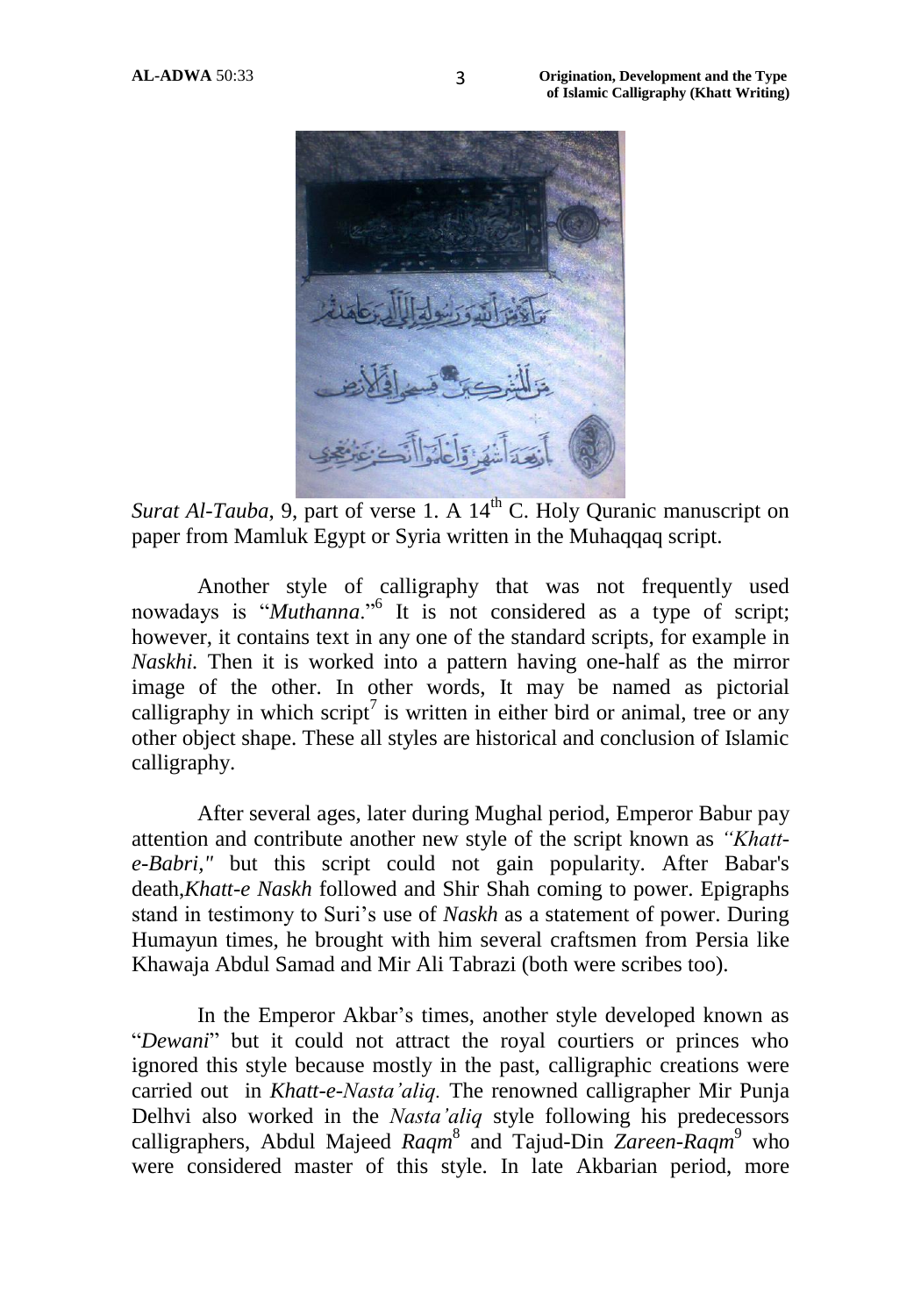*Surat Al-Tauba*, 9, part of verse 1. A 14th C. Holy Quranic manuscript on paper from Mamluk Egypt or Syria written in the Muhaqqaq script.

Another style of calligraphy that was not frequently used nowadays is "*Muthanna*."[6] It is not considered as a type of script; however, it contains text in any one of the standard scripts, for example in *Naskhi*. Then it is worked into a pattern having one-half as the mirror image of the other. In other words, It may be named as pictorial calligraphy in which script[7] is written in either bird or animal, tree or any other object shape. These all styles are historical and conclusion of Islamic calligraphy.

After several ages, later during Mughal period, Emperor Babur pay attention and contribute another new style of the script known as *"Khatt-e-Babri,"* but this script could not gain popularity. After Babar's death,*Khatt-e Naskh* followed and Shir Shah coming to power. Epigraphs stand in testimony to Suri's use of *Naskh* as a statement of power. During Humayun times, he brought with him several craftsmen from Persia like Khawaja Abdul Samad and Mir Ali Tabrazi (both were scribes too).

In the Emperor Akbar's times, another style developed known as "*Dewani*" but it could not attract the royal courtiers or princes who ignored this style because mostly in the past, calligraphic creations were carried out in *Khatt-e-Nasta'aliq.* The renowned calligrapher Mir Punja Delhvi also worked in the *Nasta'aliq* style following his predecessors calligraphers, Abdul Majeed *Raqm*[8] and Tajud-Din *Zareen-Raqm*[9] who were considered master of this style. In late Akbarian period, more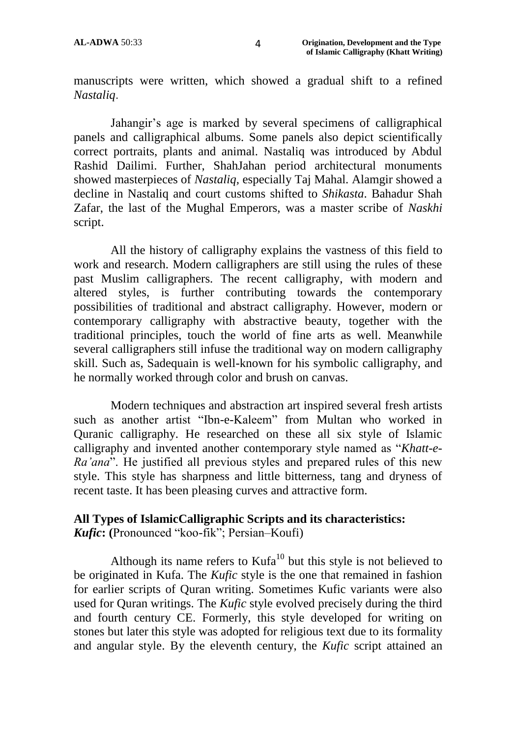manuscripts were written, which showed a gradual shift to a refined *Nastaliq*.

Jahangir's age is marked by several specimens of calligraphical panels and calligraphical albums. Some panels also depict scientifically correct portraits, plants and animal. Nastaliq was introduced by Abdul Rashid Dailimi. Further, ShahJahan period architectural monuments showed masterpieces of *Nastaliq,* especially Taj Mahal. Alamgir showed a decline in Nastaliq and court customs shifted to *Shikasta*. Bahadur Shah Zafar, the last of the Mughal Emperors, was a master scribe of *Naskhi* script.

All the history of calligraphy explains the vastness of this field to work and research. Modern calligraphers are still using the rules of these past Muslim calligraphers. The recent calligraphy, with modern and altered styles, is further contributing towards the contemporary possibilities of traditional and abstract calligraphy. However, modern or contemporary calligraphy with abstractive beauty, together with the traditional principles, touch the world of fine arts as well. Meanwhile several calligraphers still infuse the traditional way on modern calligraphy skill. Such as, Sadequain is well-known for his symbolic calligraphy, and he normally worked through color and brush on canvas.

Modern techniques and abstraction art inspired several fresh artists such as another artist "Ibn-e-Kaleem" from Multan who worked in Quranic calligraphy. He researched on these all six style of Islamic calligraphy and invented another contemporary style named as "*Khatt-e-Ra'ana*". He justified all previous styles and prepared rules of this new style. This style has sharpness and little bitterness, tang and dryness of recent taste. It has been pleasing curves and attractive form.

**All Types of IslamicCalligraphic Scripts and its characteristics:**
***Kufic*: (**Pronounced "koo-fik"; Persian–Koufi)

Although its name refers to Kufa[10] but this style is not believed to be originated in Kufa. The *Kufic* style is the one that remained in fashion for earlier scripts of Quran writing. Sometimes Kufic variants were also used for Quran writings. The *Kufic* style evolved precisely during the third and fourth century CE. Formerly, this style developed for writing on stones but later this style was adopted for religious text due to its formality and angular style. By the eleventh century, the *Kufic* script attained an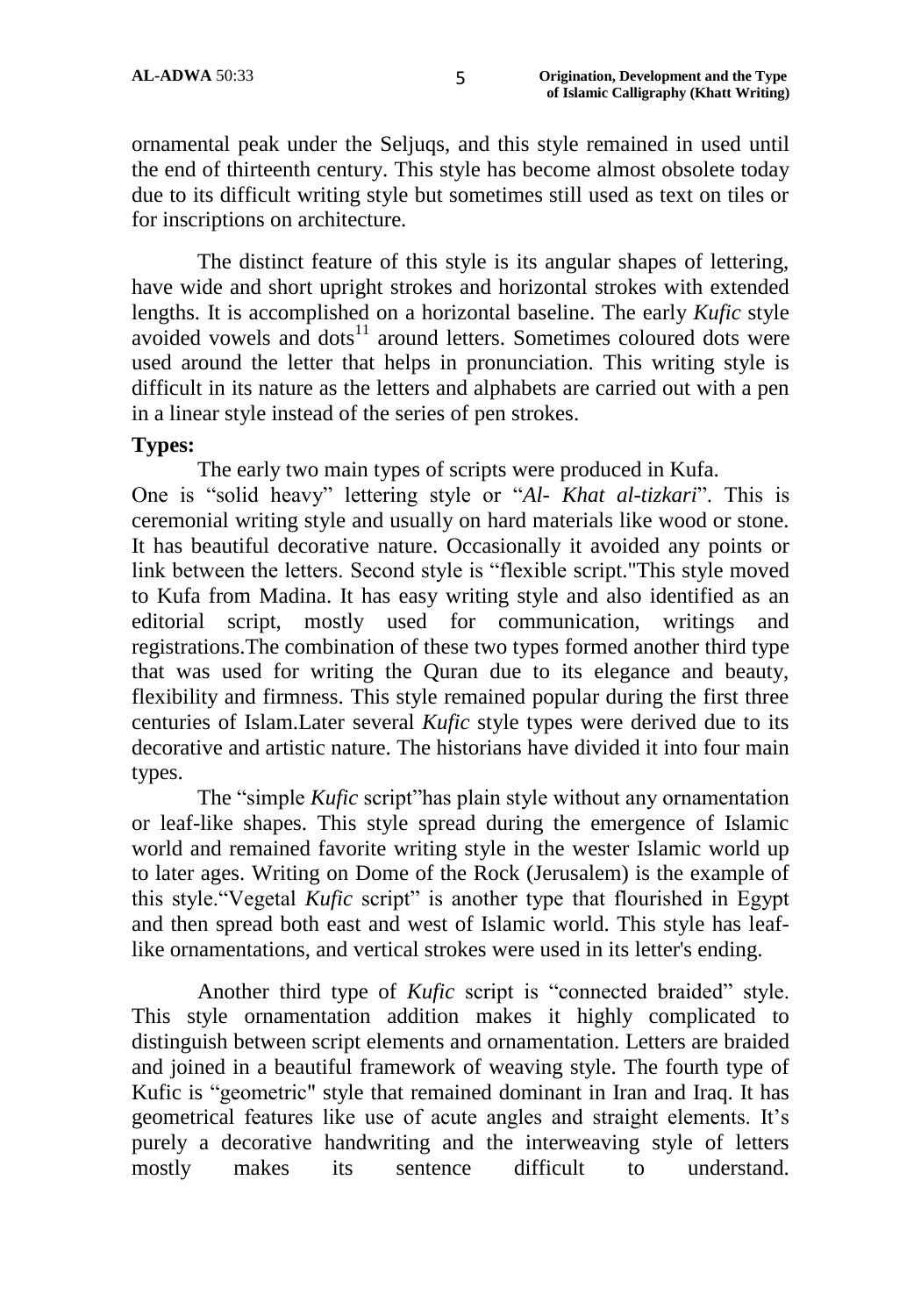ornamental peak under the Seljuqs, and this style remained in used until the end of thirteenth century. This style has become almost obsolete today due to its difficult writing style but sometimes still used as text on tiles or for inscriptions on architecture.

The distinct feature of this style is its angular shapes of lettering, have wide and short upright strokes and horizontal strokes with extended lengths. It is accomplished on a horizontal baseline. The early *Kufic* style avoided vowels and dots[11] around letters. Sometimes coloured dots were used around the letter that helps in pronunciation. This writing style is difficult in its nature as the letters and alphabets are carried out with a pen in a linear style instead of the series of pen strokes.

**Types:**

The early two main types of scripts were produced in Kufa. One is "solid heavy" lettering style or "*Al- Khat al-tizkari*". This is ceremonial writing style and usually on hard materials like wood or stone. It has beautiful decorative nature. Occasionally it avoided any points or link between the letters. Second style is "flexible script."This style moved to Kufa from Madina. It has easy writing style and also identified as an editorial script, mostly used for communication, writings and registrations.The combination of these two types formed another third type that was used for writing the Quran due to its elegance and beauty, flexibility and firmness. This style remained popular during the first three centuries of Islam.Later several *Kufic* style types were derived due to its decorative and artistic nature. The historians have divided it into four main types.

The "simple *Kufic* script"has plain style without any ornamentation or leaf-like shapes. This style spread during the emergence of Islamic world and remained favorite writing style in the wester Islamic world up to later ages. Writing on Dome of the Rock (Jerusalem) is the example of this style."Vegetal *Kufic* script" is another type that flourished in Egypt and then spread both east and west of Islamic world. This style has leaf-like ornamentations, and vertical strokes were used in its letter's ending.

Another third type of *Kufic* script is "connected braided" style. This style ornamentation addition makes it highly complicated to distinguish between script elements and ornamentation. Letters are braided and joined in a beautiful framework of weaving style. The fourth type of Kufic is "geometric" style that remained dominant in Iran and Iraq. It has geometrical features like use of acute angles and straight elements. It's purely a decorative handwriting and the interweaving style of letters mostly makes its sentence difficult to understand.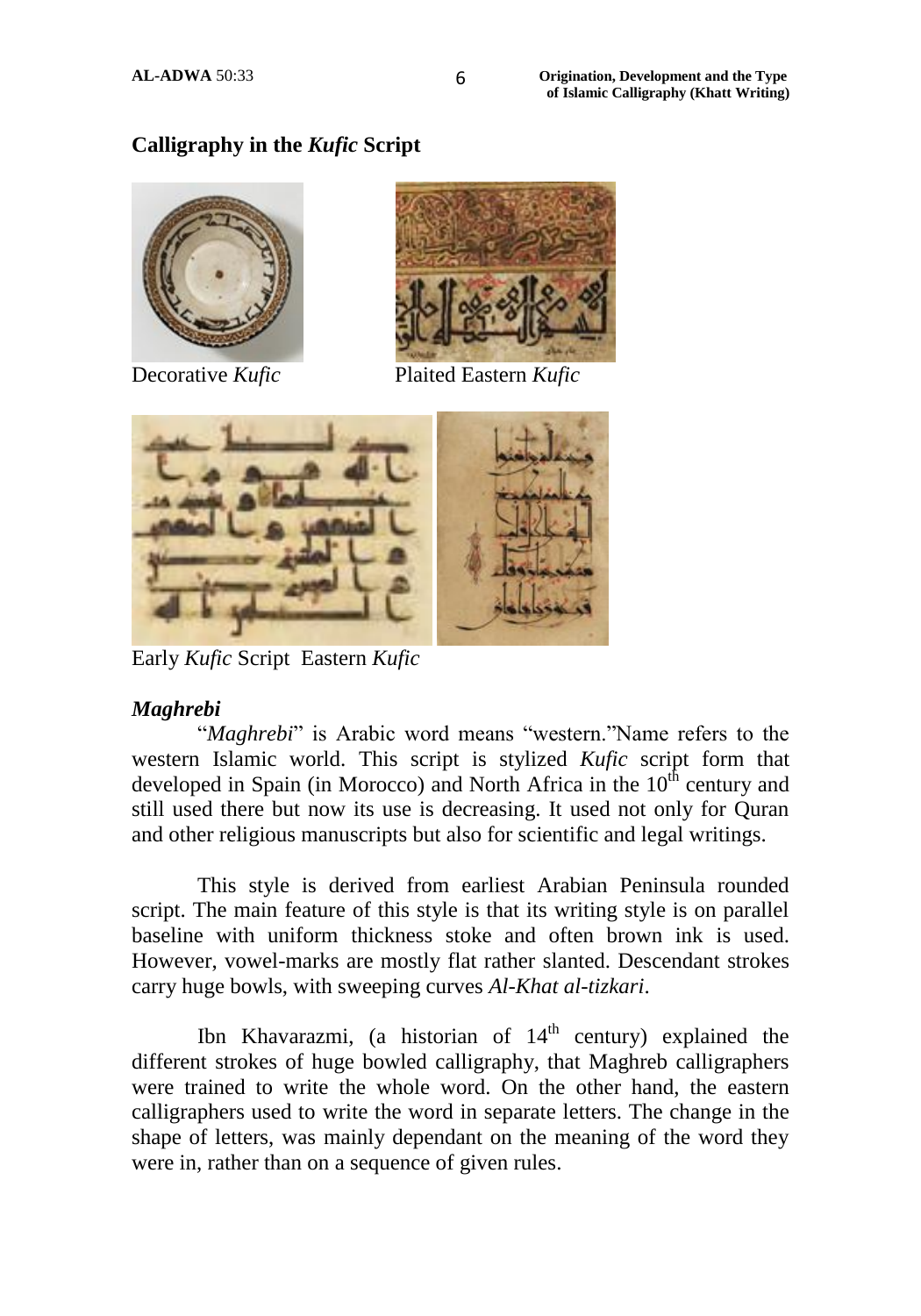## Calligraphy in the *Kufic* Script

Decorative *Kufic* Plaited Eastern *Kufic*

Early *Kufic* Script Eastern *Kufic*

### *Maghrebi*

"*Maghrebi*" is Arabic word means "western."Name refers to the western Islamic world. This script is stylized *Kufic* script form that developed in Spain (in Morocco) and North Africa in the 10th century and still used there but now its use is decreasing. It used not only for Quran and other religious manuscripts but also for scientific and legal writings.

This style is derived from earliest Arabian Peninsula rounded script. The main feature of this style is that its writing style is on parallel baseline with uniform thickness stoke and often brown ink is used. However, vowel-marks are mostly flat rather slanted. Descendant strokes carry huge bowls, with sweeping curves *Al-Khat al-tizkari*.

Ibn Khavarazmi, (a historian of 14th century) explained the different strokes of huge bowled calligraphy, that Maghreb calligraphers were trained to write the whole word. On the other hand, the eastern calligraphers used to write the word in separate letters. The change in the shape of letters, was mainly dependant on the meaning of the word they were in, rather than on a sequence of given rules.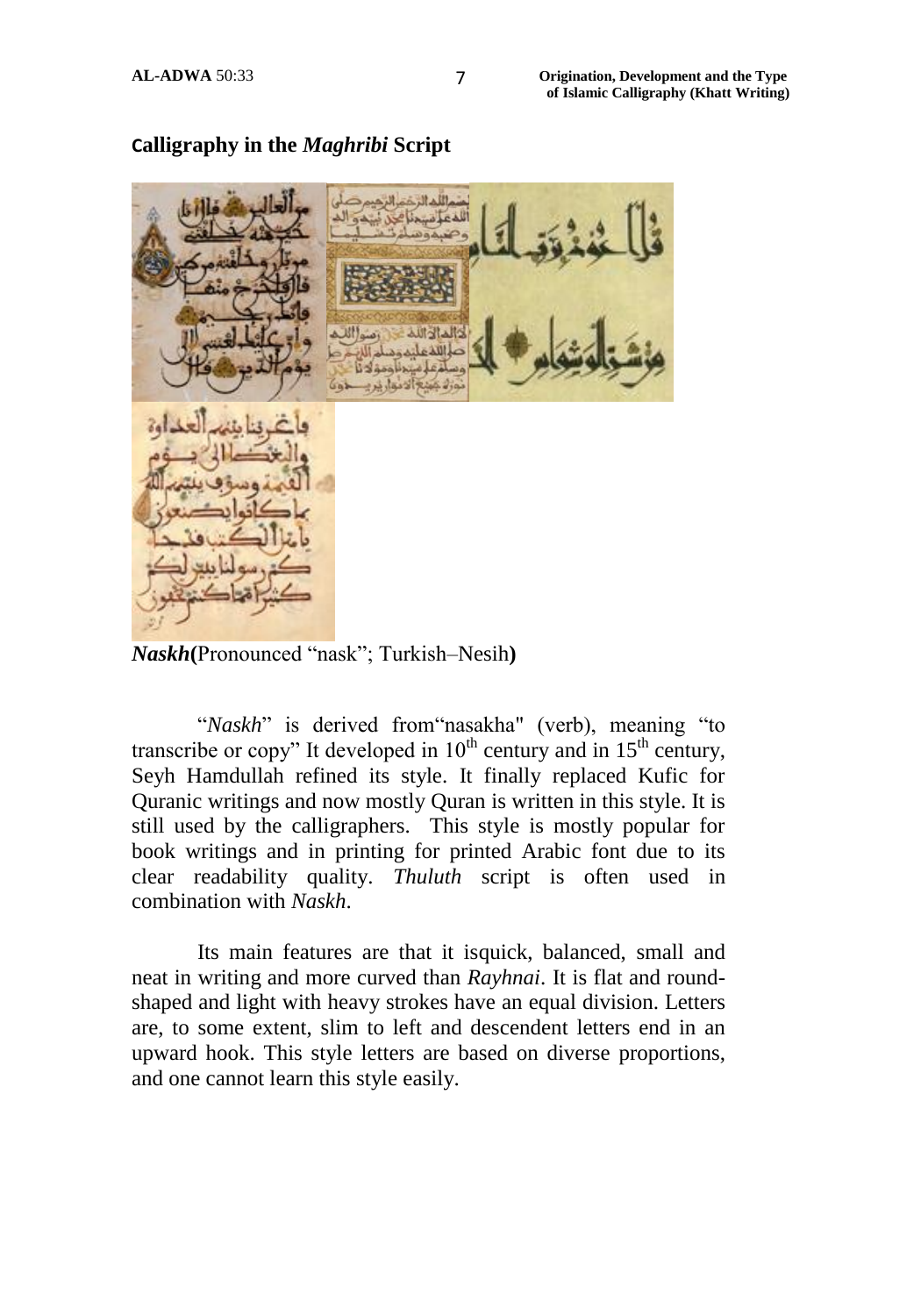## Calligraphy in the *Maghribi* Script

***Naskh*(**Pronounced "nask"; Turkish–Nesih**)**

"*Naskh*" is derived from"nasakha" (verb), meaning "to transcribe or copy" It developed in 10th century and in 15th century, Seyh Hamdullah refined its style. It finally replaced Kufic for Quranic writings and now mostly Quran is written in this style. It is still used by the calligraphers. This style is mostly popular for book writings and in printing for printed Arabic font due to its clear readability quality. *Thuluth* script is often used in combination with *Naskh.*

Its main features are that it isquick, balanced, small and neat in writing and more curved than *Rayhnai*. It is flat and round-shaped and light with heavy strokes have an equal division. Letters are, to some extent, slim to left and descendent letters end in an upward hook. This style letters are based on diverse proportions, and one cannot learn this style easily.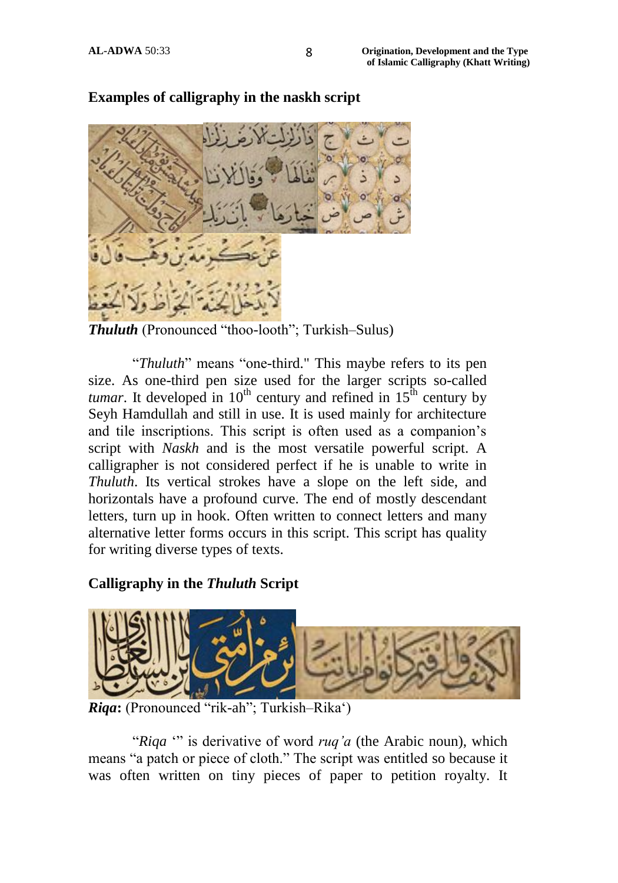### Examples of calligraphy in the naskh script

***Thuluth*** (Pronounced "thoo-looth"; Turkish–Sulus)

"*Thuluth*" means "one-third." This maybe refers to its pen size. As one-third pen size used for the larger scripts so-called *tumar*. It developed in 10th century and refined in 15th century by Seyh Hamdullah and still in use. It is used mainly for architecture and tile inscriptions. This script is often used as a companion's script with *Naskh* and is the most versatile powerful script. A calligrapher is not considered perfect if he is unable to write in *Thuluth*. Its vertical strokes have a slope on the left side, and horizontals have a profound curve. The end of mostly descendant letters, turn up in hook. Often written to connect letters and many alternative letter forms occurs in this script. This script has quality for writing diverse types of texts.

### Calligraphy in the *Thuluth* Script

***Riqa*:** (Pronounced "rik-ah"; Turkish–Rika')

"*Riqa* '" is derivative of word *ruq'a* (the Arabic noun), which means "a patch or piece of cloth." The script was entitled so because it was often written on tiny pieces of paper to petition royalty. It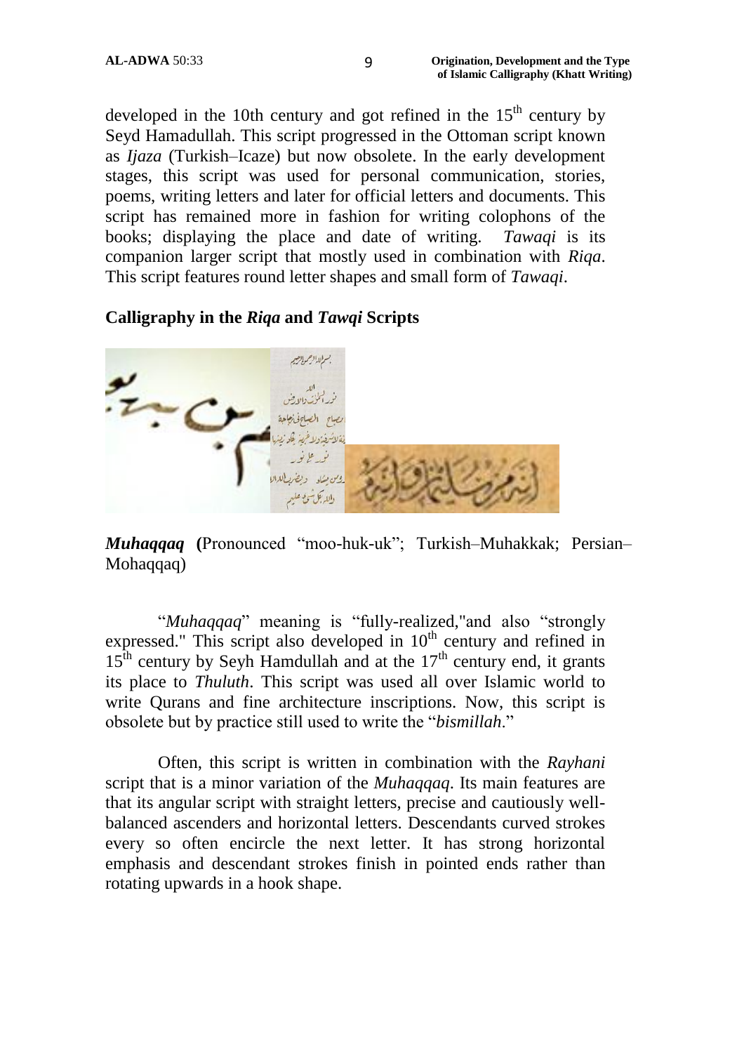developed in the 10th century and got refined in the 15th century by Seyd Hamadullah. This script progressed in the Ottoman script known as *Ijaza* (Turkish–Icaze) but now obsolete. In the early development stages, this script was used for personal communication, stories, poems, writing letters and later for official letters and documents. This script has remained more in fashion for writing colophons of the books; displaying the place and date of writing. *Tawaqi* is its companion larger script that mostly used in combination with *Riqa*. This script features round letter shapes and small form of *Tawaqi*.

**Calligraphy in the *Riqa* and *Tawqi* Scripts**

***Muhaqqaq*** **(**Pronounced "moo-huk-uk"; Turkish–Muhakkak; Persian–Mohaqqaq)

"*Muhaqqaq*" meaning is "fully-realized,"and also "strongly expressed." This script also developed in 10th century and refined in 15th century by Seyh Hamdullah and at the 17th century end, it grants its place to *Thuluth*. This script was used all over Islamic world to write Qurans and fine architecture inscriptions. Now, this script is obsolete but by practice still used to write the "*bismillah*."

Often, this script is written in combination with the *Rayhani* script that is a minor variation of the *Muhaqqaq*. Its main features are that its angular script with straight letters, precise and cautiously well-balanced ascenders and horizontal letters. Descendants curved strokes every so often encircle the next letter. It has strong horizontal emphasis and descendant strokes finish in pointed ends rather than rotating upwards in a hook shape.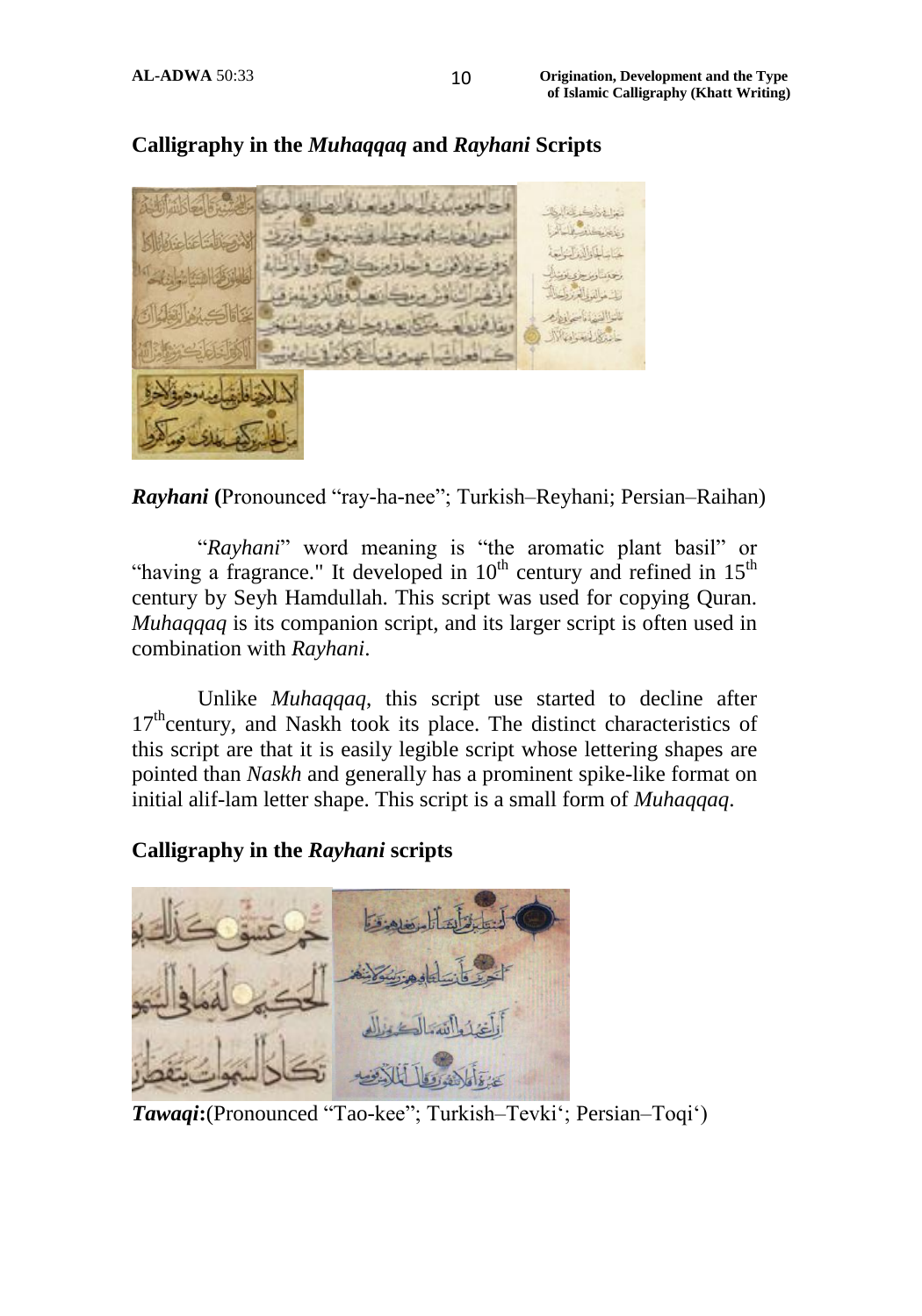## Calligraphy in the *Muhaqqaq* and *Rayhani* Scripts

***Rayhani*** **(**Pronounced "ray-ha-nee"; Turkish–Reyhani; Persian–Raihan)

"*Rayhani*" word meaning is "the aromatic plant basil" or "having a fragrance." It developed in 10th century and refined in 15th century by Seyh Hamdullah. This script was used for copying Quran. *Muhaqqaq* is its companion script, and its larger script is often used in combination with *Rayhani*.

Unlike *Muhaqqaq*, this script use started to decline after 17thcentury, and Naskh took its place. The distinct characteristics of this script are that it is easily legible script whose lettering shapes are pointed than *Naskh* and generally has a prominent spike-like format on initial alif-lam letter shape. This script is a small form of *Muhaqqaq*.

## Calligraphy in the *Rayhani* scripts

***Tawaqi*:**(Pronounced "Tao-kee"; Turkish–Tevki'; Persian–Toqi')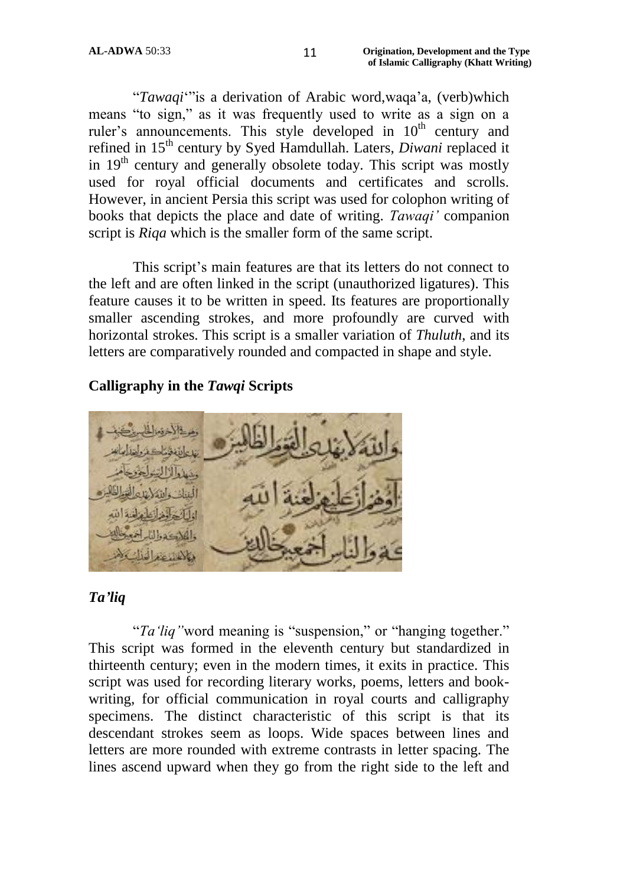"*Tawaqi*'"is a derivation of Arabic word,waqa'a, (verb)which means "to sign," as it was frequently used to write as a sign on a ruler's announcements. This style developed in 10th century and refined in 15th century by Syed Hamdullah. Laters, *Diwani* replaced it in 19th century and generally obsolete today. This script was mostly used for royal official documents and certificates and scrolls. However, in ancient Persia this script was used for colophon writing of books that depicts the place and date of writing. *Tawaqi'* companion script is *Riqa* which is the smaller form of the same script.

This script's main features are that its letters do not connect to the left and are often linked in the script (unauthorized ligatures). This feature causes it to be written in speed. Its features are proportionally smaller ascending strokes, and more profoundly are curved with horizontal strokes. This script is a smaller variation of *Thuluth*, and its letters are comparatively rounded and compacted in shape and style.

**Calligraphy in the *Tawqi* Scripts**

## *Ta'liq*

"*Ta'liq"*word meaning is "suspension," or "hanging together." This script was formed in the eleventh century but standardized in thirteenth century; even in the modern times, it exits in practice. This script was used for recording literary works, poems, letters and book-writing, for official communication in royal courts and calligraphy specimens. The distinct characteristic of this script is that its descendant strokes seem as loops. Wide spaces between lines and letters are more rounded with extreme contrasts in letter spacing. The lines ascend upward when they go from the right side to the left and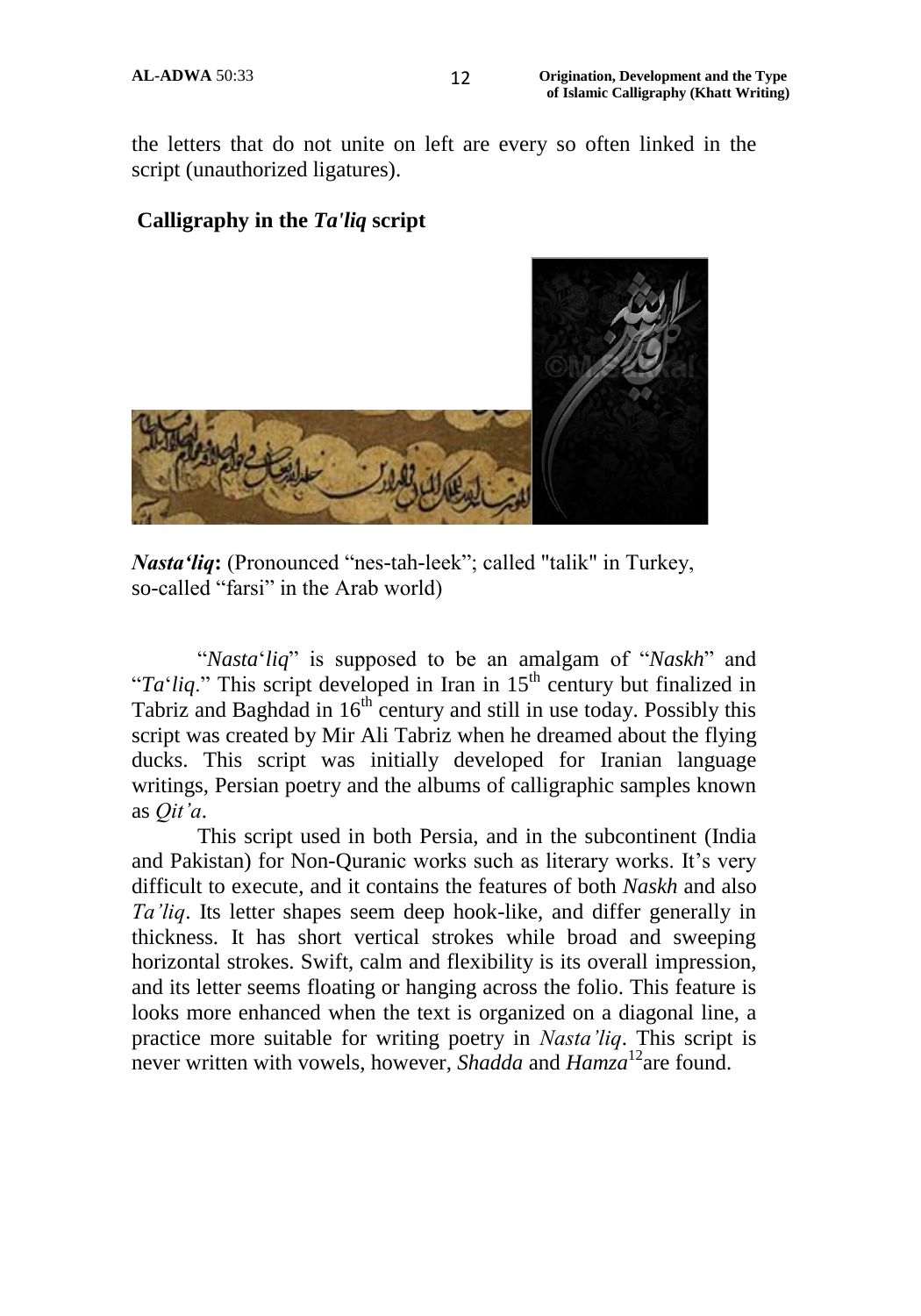the letters that do not unite on left are every so often linked in the script (unauthorized ligatures).

## Calligraphy in the *Ta'liq* script

***Nasta'liq*:** (Pronounced "nes-tah-leek"; called "talik" in Turkey, so-called "farsi" in the Arab world)

"*Nasta*'*liq*" is supposed to be an amalgam of "*Naskh*" and "*Ta*'*liq*." This script developed in Iran in 15th century but finalized in Tabriz and Baghdad in 16th century and still in use today. Possibly this script was created by Mir Ali Tabriz when he dreamed about the flying ducks. This script was initially developed for Iranian language writings, Persian poetry and the albums of calligraphic samples known as *Qit'a*.

This script used in both Persia, and in the subcontinent (India and Pakistan) for Non-Quranic works such as literary works. It's very difficult to execute, and it contains the features of both *Naskh* and also *Ta'liq*. Its letter shapes seem deep hook-like, and differ generally in thickness. It has short vertical strokes while broad and sweeping horizontal strokes. Swift, calm and flexibility is its overall impression, and its letter seems floating or hanging across the folio. This feature is looks more enhanced when the text is organized on a diagonal line, a practice more suitable for writing poetry in *Nasta'liq*. This script is never written with vowels, however, *Shadda* and *Hamza*[12]are found.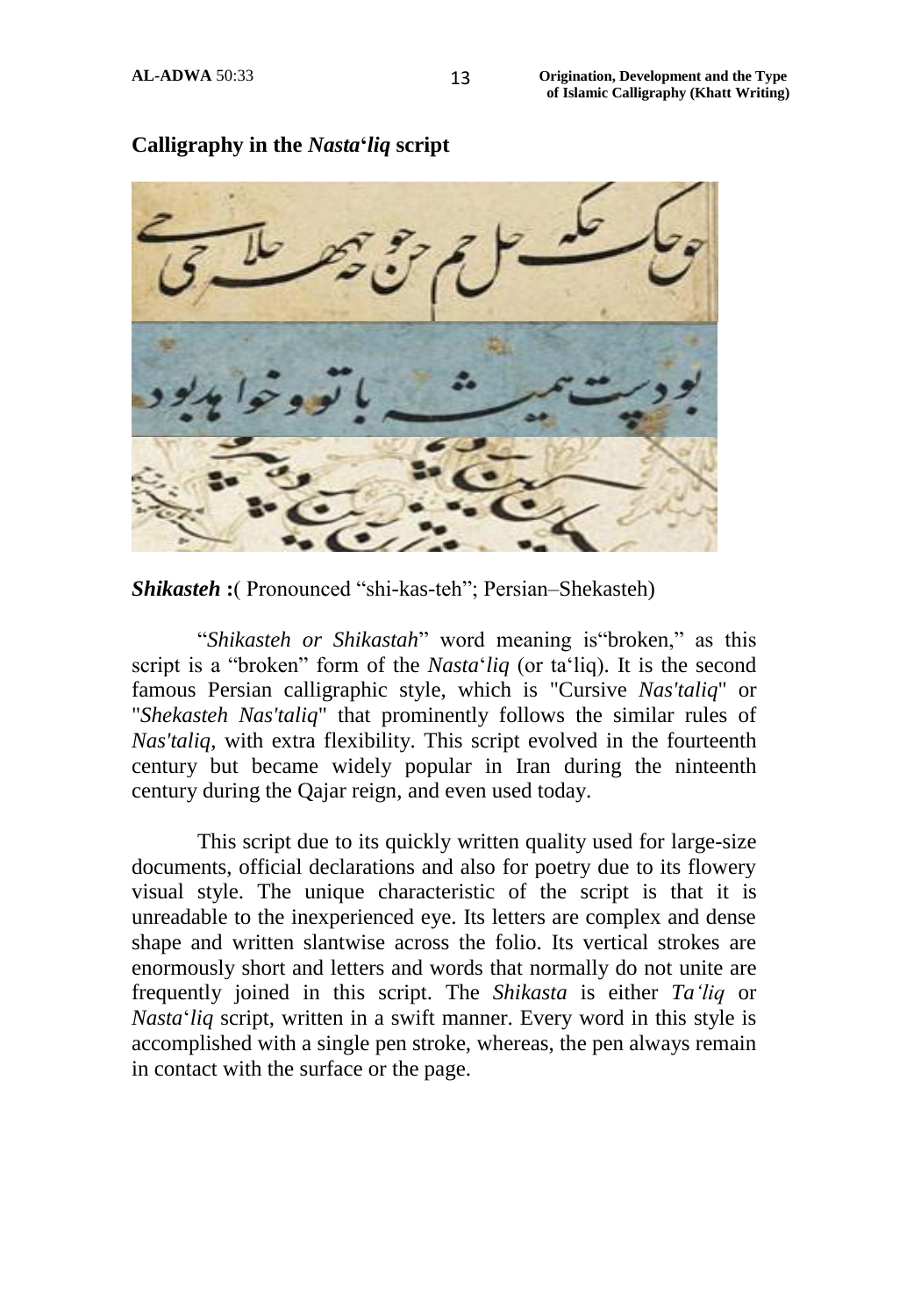**Calligraphy in the *Nasta*'*liq* script**

***Shikasteh*** **:**( Pronounced "shi-kas-teh"; Persian–Shekasteh)

"*Shikasteh or Shikastah*" word meaning is"broken," as this script is a "broken" form of the *Nasta*'*liq* (or ta'liq). It is the second famous Persian calligraphic style, which is "Cursive *Nas'taliq*" or "*Shekasteh Nas'taliq*" that prominently follows the similar rules of *Nas'taliq*, with extra flexibility. This script evolved in the fourteenth century but became widely popular in Iran during the ninteenth century during the Qajar reign, and even used today.

This script due to its quickly written quality used for large-size documents, official declarations and also for poetry due to its flowery visual style. The unique characteristic of the script is that it is unreadable to the inexperienced eye. Its letters are complex and dense shape and written slantwise across the folio. Its vertical strokes are enormously short and letters and words that normally do not unite are frequently joined in this script. The *Shikasta* is either *Ta'liq* or *Nasta*'*liq* script, written in a swift manner. Every word in this style is accomplished with a single pen stroke, whereas, the pen always remain in contact with the surface or the page.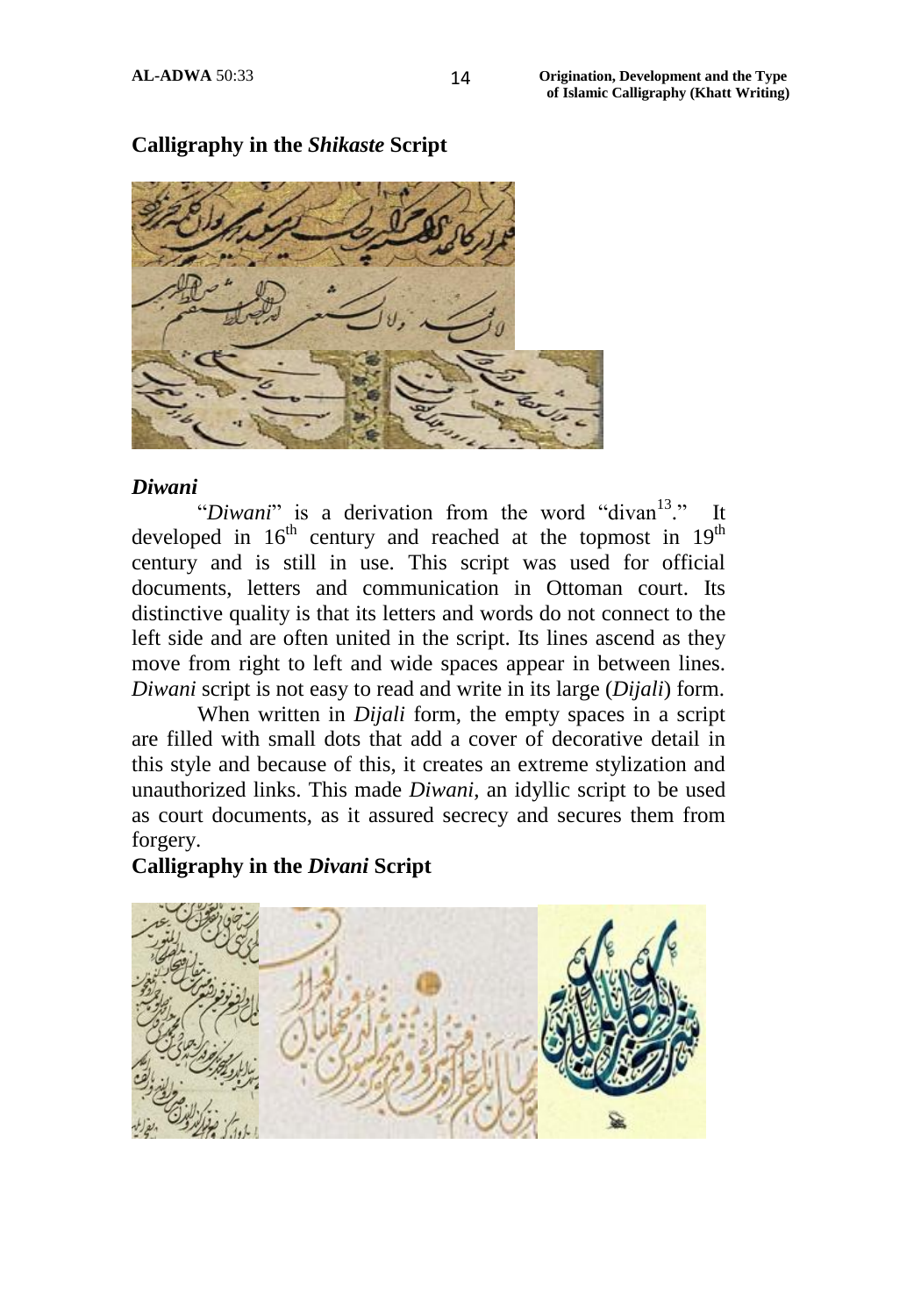**Calligraphy in the *Shikaste* Script**

### *Diwani*

"*Diwani*" is a derivation from the word "divan[13]." It developed in 16th century and reached at the topmost in 19th century and is still in use. This script was used for official documents, letters and communication in Ottoman court. Its distinctive quality is that its letters and words do not connect to the left side and are often united in the script. Its lines ascend as they move from right to left and wide spaces appear in between lines. *Diwani* script is not easy to read and write in its large (*Dijali*) form.

When written in *Dijali* form, the empty spaces in a script are filled with small dots that add a cover of decorative detail in this style and because of this, it creates an extreme stylization and unauthorized links. This made *Diwani*, an idyllic script to be used as court documents, as it assured secrecy and secures them from forgery.

**Calligraphy in the *Divani* Script**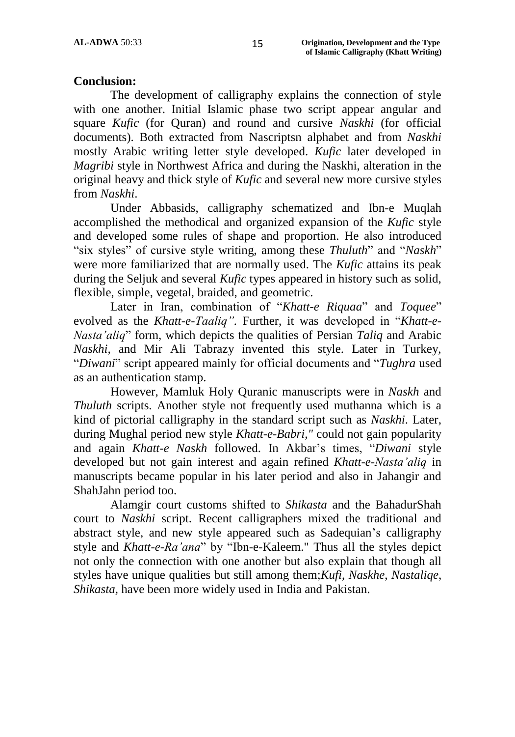**Conclusion:**

The development of calligraphy explains the connection of style with one another. Initial Islamic phase two script appear angular and square *Kufic* (for Quran) and round and cursive *Naskhi* (for official documents). Both extracted from Nascriptsn alphabet and from *Naskhi* mostly Arabic writing letter style developed. *Kufic* later developed in *Magribi* style in Northwest Africa and during the Naskhi, alteration in the original heavy and thick style of *Kufic* and several new more cursive styles from *Naskhi*.

Under Abbasids, calligraphy schematized and Ibn-e Muqlah accomplished the methodical and organized expansion of the *Kufic* style and developed some rules of shape and proportion. He also introduced "six styles" of cursive style writing, among these *Thuluth*" and "*Naskh*" were more familiarized that are normally used. The *Kufic* attains its peak during the Seljuk and several *Kufic* types appeared in history such as solid, flexible, simple, vegetal, braided, and geometric.

Later in Iran, combination of "*Khatt-e Riquaa*" and *Toquee*" evolved as the *Khatt-e-Taaliq"*. Further, it was developed in "*Khatt-e-Nasta'aliq*" form, which depicts the qualities of Persian *Taliq* and Arabic *Naskhi*, and Mir Ali Tabrazy invented this style. Later in Turkey, "*Diwani*" script appeared mainly for official documents and "*Tughra* used as an authentication stamp.

However, Mamluk Holy Quranic manuscripts were in *Naskh* and *Thuluth* scripts. Another style not frequently used muthanna which is a kind of pictorial calligraphy in the standard script such as *Naskhi*. Later, during Mughal period new style *Khatt-e-Babri,"* could not gain popularity and again *Khatt-e Naskh* followed. In Akbar's times, "*Diwani* style developed but not gain interest and again refined *Khatt-e-Nasta'aliq* in manuscripts became popular in his later period and also in Jahangir and ShahJahn period too.

Alamgir court customs shifted to *Shikasta* and the BahadurShah court to *Naskhi* script. Recent calligraphers mixed the traditional and abstract style, and new style appeared such as Sadequian's calligraphy style and *Khatt-e-Ra'ana*" by "Ibn-e-Kaleem." Thus all the styles depict not only the connection with one another but also explain that though all styles have unique qualities but still among them;*Kufi*, *Naskhe*, *Nastaliqe*, *Shikasta*, have been more widely used in India and Pakistan.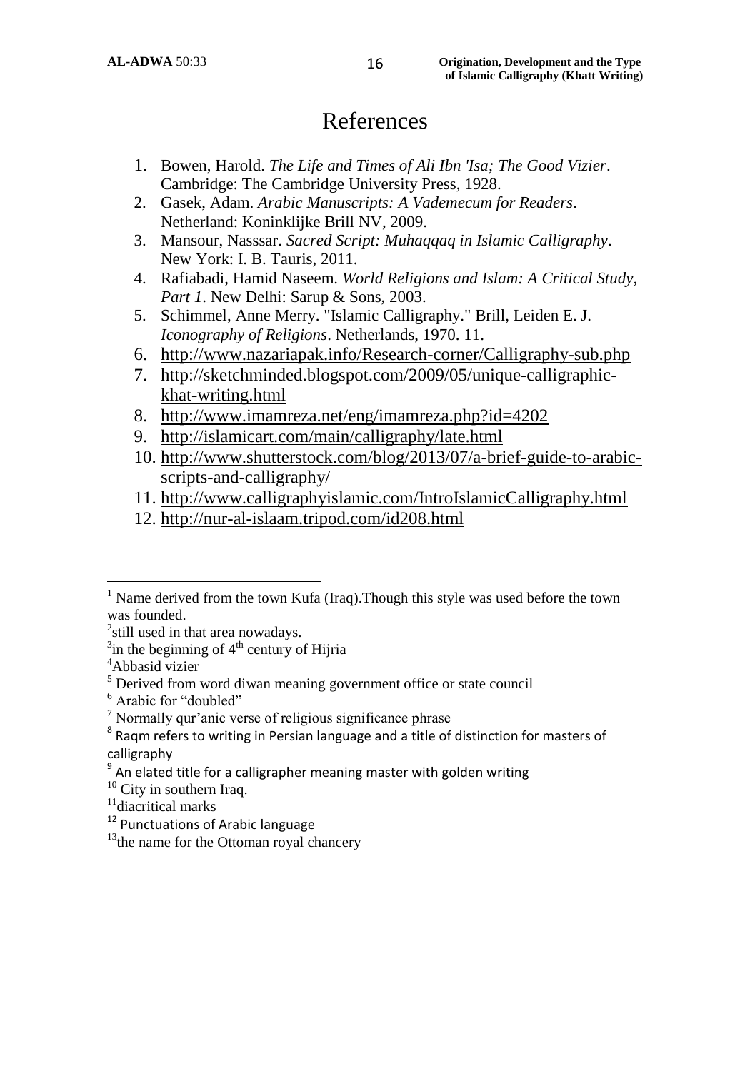# References

1. Bowen, Harold. *The Life and Times of Ali Ibn 'Isa; The Good Vizier*. Cambridge: The Cambridge University Press, 1928.
2. Gasek, Adam. *Arabic Manuscripts: A Vademecum for Readers*. Netherland: Koninklijke Brill NV, 2009.
3. Mansour, Nasssar. *Sacred Script: Muhaqqaq in Islamic Calligraphy*. New York: I. B. Tauris, 2011.
4. Rafiabadi, Hamid Naseem. *World Religions and Islam: A Critical Study, Part 1*. New Delhi: Sarup & Sons, 2003.
5. Schimmel, Anne Merry. "Islamic Calligraphy." Brill, Leiden E. J. *Iconography of Religions*. Netherlands, 1970. 11.
6. http://www.nazariapak.info/Research-corner/Calligraphy-sub.php
7. http://sketchminded.blogspot.com/2009/05/unique-calligraphic-khat-writing.html
8. http://www.imamreza.net/eng/imamreza.php?id=4202
9. http://islamicart.com/main/calligraphy/late.html
10. http://www.shutterstock.com/blog/2013/07/a-brief-guide-to-arabic-scripts-and-calligraphy/
11. http://www.calligraphyislamic.com/IntroIslamicCalligraphy.html
12. http://nur-al-islaam.tripod.com/id208.html

---

[1] Name derived from the town Kufa (Iraq).Though this style was used before the town was founded.

[2] still used in that area nowadays.

[3] in the beginning of 4th century of Hijria

[4] Abbasid vizier

[5] Derived from word diwan meaning government office or state council

[6] Arabic for "doubled"

[7] Normally qur'anic verse of religious significance phrase

[8] Raqm refers to writing in Persian language and a title of distinction for masters of calligraphy

[9] An elated title for a calligrapher meaning master with golden writing

[10] City in southern Iraq.

[11] diacritical marks

[12] Punctuations of Arabic language

[13] the name for the Ottoman royal chancery